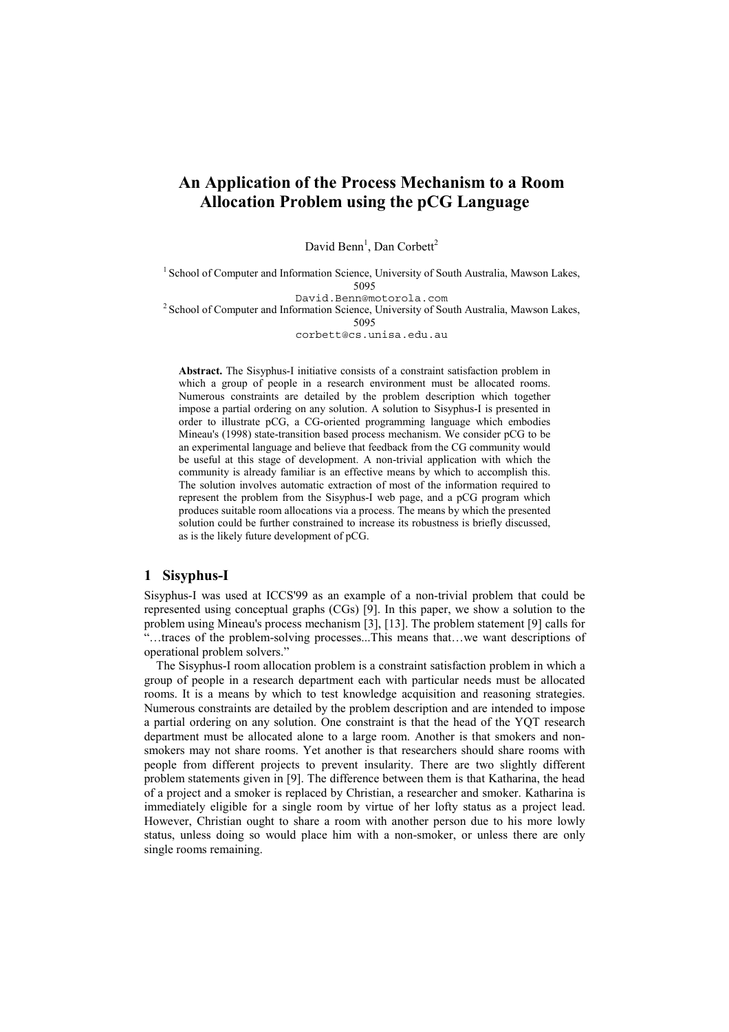# An Application of the Process Mechanism to a Room Allocation Problem using the pCG Language

David Benn[1], Dan Corbett[2]

[1] School of Computer and Information Science, University of South Australia, Mawson Lakes, 5095
David.Benn@motorola.com
[2] School of Computer and Information Science, University of South Australia, Mawson Lakes, 5095
corbett@cs.unisa.edu.au

**Abstract.** The Sisyphus-I initiative consists of a constraint satisfaction problem in which a group of people in a research environment must be allocated rooms. Numerous constraints are detailed by the problem description which together impose a partial ordering on any solution. A solution to Sisyphus-I is presented in order to illustrate pCG, a CG-oriented programming language which embodies Mineau's (1998) state-transition based process mechanism. We consider pCG to be an experimental language and believe that feedback from the CG community would be useful at this stage of development. A non-trivial application with which the community is already familiar is an effective means by which to accomplish this. The solution involves automatic extraction of most of the information required to represent the problem from the Sisyphus-I web page, and a pCG program which produces suitable room allocations via a process. The means by which the presented solution could be further constrained to increase its robustness is briefly discussed, as is the likely future development of pCG.

## 1 Sisyphus-I

Sisyphus-I was used at ICCS'99 as an example of a non-trivial problem that could be represented using conceptual graphs (CGs) [9]. In this paper, we show a solution to the problem using Mineau's process mechanism [3], [13]. The problem statement [9] calls for "…traces of the problem-solving processes...This means that…we want descriptions of operational problem solvers."

The Sisyphus-I room allocation problem is a constraint satisfaction problem in which a group of people in a research department each with particular needs must be allocated rooms. It is a means by which to test knowledge acquisition and reasoning strategies. Numerous constraints are detailed by the problem description and are intended to impose a partial ordering on any solution. One constraint is that the head of the YQT research department must be allocated alone to a large room. Another is that smokers and non-smokers may not share rooms. Yet another is that researchers should share rooms with people from different projects to prevent insularity. There are two slightly different problem statements given in [9]. The difference between them is that Katharina, the head of a project and a smoker is replaced by Christian, a researcher and smoker. Katharina is immediately eligible for a single room by virtue of her lofty status as a project lead. However, Christian ought to share a room with another person due to his more lowly status, unless doing so would place him with a non-smoker, or unless there are only single rooms remaining.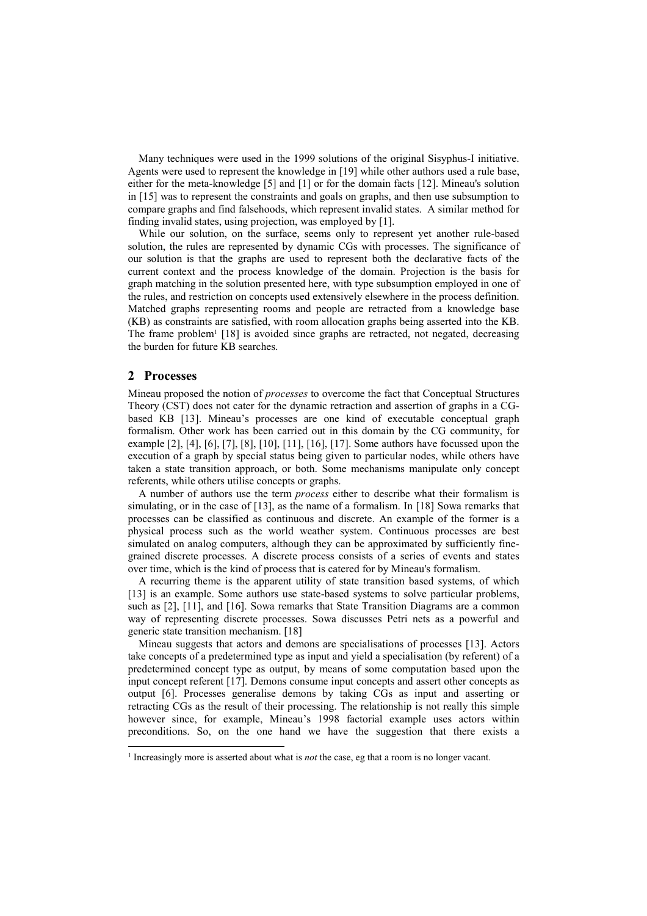Many techniques were used in the 1999 solutions of the original Sisyphus-I initiative. Agents were used to represent the knowledge in [19] while other authors used a rule base, either for the meta-knowledge [5] and [1] or for the domain facts [12]. Mineau's solution in [15] was to represent the constraints and goals on graphs, and then use subsumption to compare graphs and find falsehoods, which represent invalid states. A similar method for finding invalid states, using projection, was employed by [1].

While our solution, on the surface, seems only to represent yet another rule-based solution, the rules are represented by dynamic CGs with processes. The significance of our solution is that the graphs are used to represent both the declarative facts of the current context and the process knowledge of the domain. Projection is the basis for graph matching in the solution presented here, with type subsumption employed in one of the rules, and restriction on concepts used extensively elsewhere in the process definition. Matched graphs representing rooms and people are retracted from a knowledge base (KB) as constraints are satisfied, with room allocation graphs being asserted into the KB. The frame problem[1] [18] is avoided since graphs are retracted, not negated, decreasing the burden for future KB searches.

## 2 Processes

Mineau proposed the notion of *processes* to overcome the fact that Conceptual Structures Theory (CST) does not cater for the dynamic retraction and assertion of graphs in a CG-based KB [13]. Mineau's processes are one kind of executable conceptual graph formalism. Other work has been carried out in this domain by the CG community, for example [2], [4], [6], [7], [8], [10], [11], [16], [17]. Some authors have focussed upon the execution of a graph by special status being given to particular nodes, while others have taken a state transition approach, or both. Some mechanisms manipulate only concept referents, while others utilise concepts or graphs.

A number of authors use the term *process* either to describe what their formalism is simulating, or in the case of [13], as the name of a formalism. In [18] Sowa remarks that processes can be classified as continuous and discrete. An example of the former is a physical process such as the world weather system. Continuous processes are best simulated on analog computers, although they can be approximated by sufficiently fine-grained discrete processes. A discrete process consists of a series of events and states over time, which is the kind of process that is catered for by Mineau's formalism.

A recurring theme is the apparent utility of state transition based systems, of which [13] is an example. Some authors use state-based systems to solve particular problems, such as [2], [11], and [16]. Sowa remarks that State Transition Diagrams are a common way of representing discrete processes. Sowa discusses Petri nets as a powerful and generic state transition mechanism. [18]

Mineau suggests that actors and demons are specialisations of processes [13]. Actors take concepts of a predetermined type as input and yield a specialisation (by referent) of a predetermined concept type as output, by means of some computation based upon the input concept referent [17]. Demons consume input concepts and assert other concepts as output [6]. Processes generalise demons by taking CGs as input and asserting or retracting CGs as the result of their processing. The relationship is not really this simple however since, for example, Mineau's 1998 factorial example uses actors within preconditions. So, on the one hand we have the suggestion that there exists a

[1] Increasingly more is asserted about what is *not* the case, eg that a room is no longer vacant.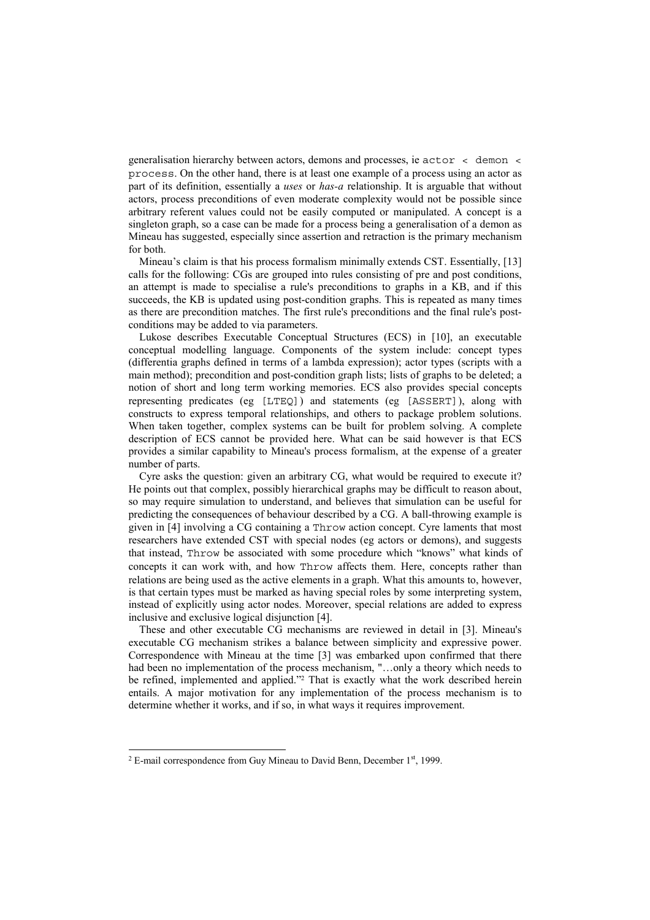generalisation hierarchy between actors, demons and processes, ie `actor < demon < process`. On the other hand, there is at least one example of a process using an actor as part of its definition, essentially a *uses* or *has-a* relationship. It is arguable that without actors, process preconditions of even moderate complexity would not be possible since arbitrary referent values could not be easily computed or manipulated. A concept is a singleton graph, so a case can be made for a process being a generalisation of a demon as Mineau has suggested, especially since assertion and retraction is the primary mechanism for both.

Mineau's claim is that his process formalism minimally extends CST. Essentially, [13] calls for the following: CGs are grouped into rules consisting of pre and post conditions, an attempt is made to specialise a rule's preconditions to graphs in a KB, and if this succeeds, the KB is updated using post-condition graphs. This is repeated as many times as there are precondition matches. The first rule's preconditions and the final rule's post-conditions may be added to via parameters.

Lukose describes Executable Conceptual Structures (ECS) in [10], an executable conceptual modelling language. Components of the system include: concept types (differentia graphs defined in terms of a lambda expression); actor types (scripts with a main method); precondition and post-condition graph lists; lists of graphs to be deleted; a notion of short and long term working memories. ECS also provides special concepts representing predicates (eg `[LTEQ]`) and statements (eg `[ASSERT]`), along with constructs to express temporal relationships, and others to package problem solutions. When taken together, complex systems can be built for problem solving. A complete description of ECS cannot be provided here. What can be said however is that ECS provides a similar capability to Mineau's process formalism, at the expense of a greater number of parts.

Cyre asks the question: given an arbitrary CG, what would be required to execute it? He points out that complex, possibly hierarchical graphs may be difficult to reason about, so may require simulation to understand, and believes that simulation can be useful for predicting the consequences of behaviour described by a CG. A ball-throwing example is given in [4] involving a CG containing a `Throw` action concept. Cyre laments that most researchers have extended CST with special nodes (eg actors or demons), and suggests that instead, `Throw` be associated with some procedure which "knows" what kinds of concepts it can work with, and how `Throw` affects them. Here, concepts rather than relations are being used as the active elements in a graph. What this amounts to, however, is that certain types must be marked as having special roles by some interpreting system, instead of explicitly using actor nodes. Moreover, special relations are added to express inclusive and exclusive logical disjunction [4].

These and other executable CG mechanisms are reviewed in detail in [3]. Mineau's executable CG mechanism strikes a balance between simplicity and expressive power. Correspondence with Mineau at the time [3] was embarked upon confirmed that there had been no implementation of the process mechanism, "…only a theory which needs to be refined, implemented and applied."[2] That is exactly what the work described herein entails. A major motivation for any implementation of the process mechanism is to determine whether it works, and if so, in what ways it requires improvement.

---

[2] E-mail correspondence from Guy Mineau to David Benn, December 1st, 1999.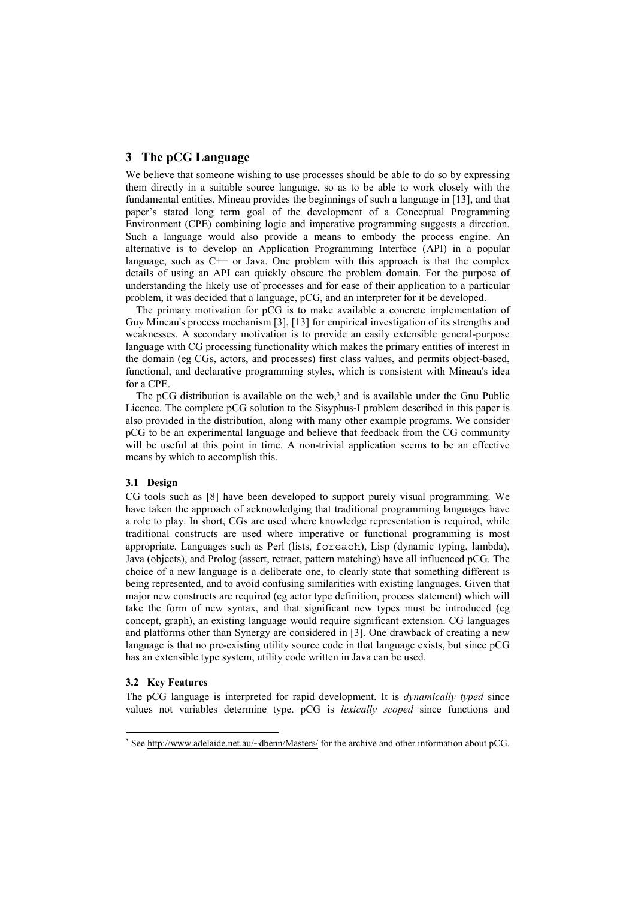## 3 The pCG Language

We believe that someone wishing to use processes should be able to do so by expressing them directly in a suitable source language, so as to be able to work closely with the fundamental entities. Mineau provides the beginnings of such a language in [13], and that paper's stated long term goal of the development of a Conceptual Programming Environment (CPE) combining logic and imperative programming suggests a direction. Such a language would also provide a means to embody the process engine. An alternative is to develop an Application Programming Interface (API) in a popular language, such as C++ or Java. One problem with this approach is that the complex details of using an API can quickly obscure the problem domain. For the purpose of understanding the likely use of processes and for ease of their application to a particular problem, it was decided that a language, pCG, and an interpreter for it be developed.

The primary motivation for pCG is to make available a concrete implementation of Guy Mineau's process mechanism [3], [13] for empirical investigation of its strengths and weaknesses. A secondary motivation is to provide an easily extensible general-purpose language with CG processing functionality which makes the primary entities of interest in the domain (eg CGs, actors, and processes) first class values, and permits object-based, functional, and declarative programming styles, which is consistent with Mineau's idea for a CPE.

The pCG distribution is available on the web,[3] and is available under the Gnu Public Licence. The complete pCG solution to the Sisyphus-I problem described in this paper is also provided in the distribution, along with many other example programs. We consider pCG to be an experimental language and believe that feedback from the CG community will be useful at this point in time. A non-trivial application seems to be an effective means by which to accomplish this.

### 3.1 Design

CG tools such as [8] have been developed to support purely visual programming. We have taken the approach of acknowledging that traditional programming languages have a role to play. In short, CGs are used where knowledge representation is required, while traditional constructs are used where imperative or functional programming is most appropriate. Languages such as Perl (lists, `foreach`), Lisp (dynamic typing, lambda), Java (objects), and Prolog (assert, retract, pattern matching) have all influenced pCG. The choice of a new language is a deliberate one, to clearly state that something different is being represented, and to avoid confusing similarities with existing languages. Given that major new constructs are required (eg actor type definition, process statement) which will take the form of new syntax, and that significant new types must be introduced (eg concept, graph), an existing language would require significant extension. CG languages and platforms other than Synergy are considered in [3]. One drawback of creating a new language is that no pre-existing utility source code in that language exists, but since pCG has an extensible type system, utility code written in Java can be used.

### 3.2 Key Features

The pCG language is interpreted for rapid development. It is *dynamically typed* since values not variables determine type. pCG is *lexically scoped* since functions and

[3] See http://www.adelaide.net.au/~dbenn/Masters/ for the archive and other information about pCG.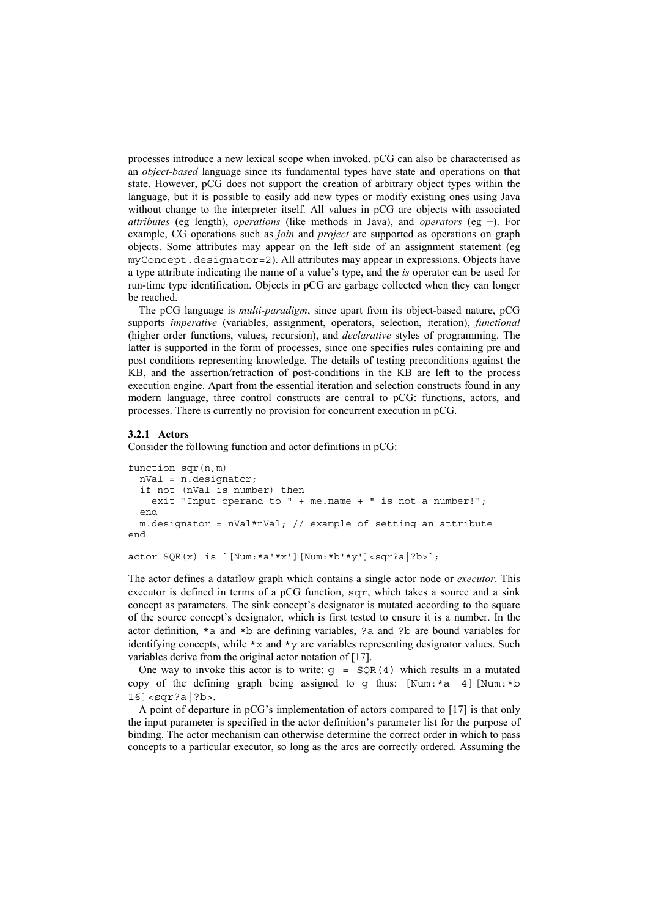processes introduce a new lexical scope when invoked. pCG can also be characterised as an *object-based* language since its fundamental types have state and operations on that state. However, pCG does not support the creation of arbitrary object types within the language, but it is possible to easily add new types or modify existing ones using Java without change to the interpreter itself. All values in pCG are objects with associated *attributes* (eg length), *operations* (like methods in Java), and *operators* (eg +). For example, CG operations such as *join* and *project* are supported as operations on graph objects. Some attributes may appear on the left side of an assignment statement (eg `myConcept.designator=2`). All attributes may appear in expressions. Objects have a type attribute indicating the name of a value's type, and the *is* operator can be used for run-time type identification. Objects in pCG are garbage collected when they can longer be reached.

The pCG language is *multi-paradigm*, since apart from its object-based nature, pCG supports *imperative* (variables, assignment, operators, selection, iteration), *functional* (higher order functions, values, recursion), and *declarative* styles of programming. The latter is supported in the form of processes, since one specifies rules containing pre and post conditions representing knowledge. The details of testing preconditions against the KB, and the assertion/retraction of post-conditions in the KB are left to the process execution engine. Apart from the essential iteration and selection constructs found in any modern language, three control constructs are central to pCG: functions, actors, and processes. There is currently no provision for concurrent execution in pCG.

### 3.2.1 Actors

Consider the following function and actor definitions in pCG:

```
function sqr(n,m)
  nVal = n.designator;
  if not (nVal is number) then
    exit "Input operand to " + me.name + " is not a number!";
  end
  m.designator = nVal*nVal; // example of setting an attribute
end

actor SQR(x) is `[Num:*a'*x'][Num:*b'*y']<sqr?a|?b>`;
```

The actor defines a dataflow graph which contains a single actor node or *executor*. This executor is defined in terms of a pCG function, `sqr`, which takes a source and a sink concept as parameters. The sink concept's designator is mutated according to the square of the source concept's designator, which is first tested to ensure it is a number. In the actor definition, `*a` and `*b` are defining variables, `?a` and `?b` are bound variables for identifying concepts, while `*x` and `*y` are variables representing designator values. Such variables derive from the original actor notation of [17].

One way to invoke this actor is to write: `g = SQR(4)` which results in a mutated copy of the defining graph being assigned to `g` thus: `[Num:*a 4][Num:*b 16]<sqr?a|?b>`.

A point of departure in pCG's implementation of actors compared to [17] is that only the input parameter is specified in the actor definition's parameter list for the purpose of binding. The actor mechanism can otherwise determine the correct order in which to pass concepts to a particular executor, so long as the arcs are correctly ordered. Assuming the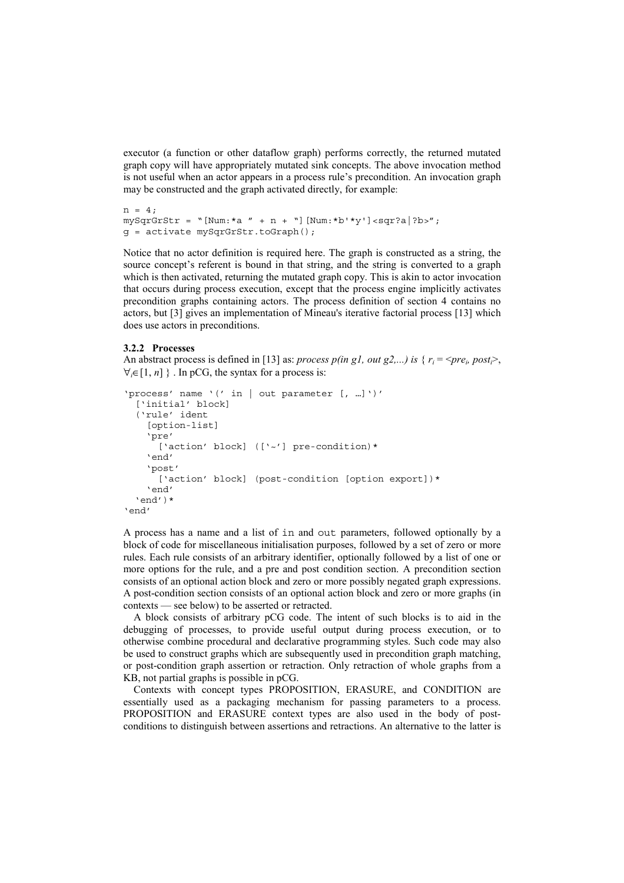executor (a function or other dataflow graph) performs correctly, the returned mutated graph copy will have appropriately mutated sink concepts. The above invocation method is not useful when an actor appears in a process rule's precondition. An invocation graph may be constructed and the graph activated directly, for example:

```
n = 4;
mySqrGrStr = "[Num:*a " + n + "][Num:*b'*y']<sqr?a|?b>";
g = activate mySqrGrStr.toGraph();
```

Notice that no actor definition is required here. The graph is constructed as a string, the source concept's referent is bound in that string, and the string is converted to a graph which is then activated, returning the mutated graph copy. This is akin to actor invocation that occurs during process execution, except that the process engine implicitly activates precondition graphs containing actors. The process definition of section 4 contains no actors, but [3] gives an implementation of Mineau's iterative factorial process [13] which does use actors in preconditions.

### 3.2.2 Processes

An abstract process is defined in [13] as: *process p(in g1, out g2,...) is* { $r_i = \langle pre_i, post_i \rangle$, $\forall_i \in [1, n]$ } . In pCG, the syntax for a process is:

```
'process' name '(' in | out parameter [, …]')'
  ['initial' block]
  ('rule' ident
    [option-list]
    'pre'
      ['action' block] (['~'] pre-condition)*
    'end'
    'post'
      ['action' block] (post-condition [option export])*
    'end'
  'end')*
'end'
```

A process has a name and a list of in and out parameters, followed optionally by a block of code for miscellaneous initialisation purposes, followed by a set of zero or more rules. Each rule consists of an arbitrary identifier, optionally followed by a list of one or more options for the rule, and a pre and post condition section. A precondition section consists of an optional action block and zero or more possibly negated graph expressions. A post-condition section consists of an optional action block and zero or more graphs (in contexts — see below) to be asserted or retracted.

A block consists of arbitrary pCG code. The intent of such blocks is to aid in the debugging of processes, to provide useful output during process execution, or to otherwise combine procedural and declarative programming styles. Such code may also be used to construct graphs which are subsequently used in precondition graph matching, or post-condition graph assertion or retraction. Only retraction of whole graphs from a KB, not partial graphs is possible in pCG.

Contexts with concept types PROPOSITION, ERASURE, and CONDITION are essentially used as a packaging mechanism for passing parameters to a process. PROPOSITION and ERASURE context types are also used in the body of post-conditions to distinguish between assertions and retractions. An alternative to the latter is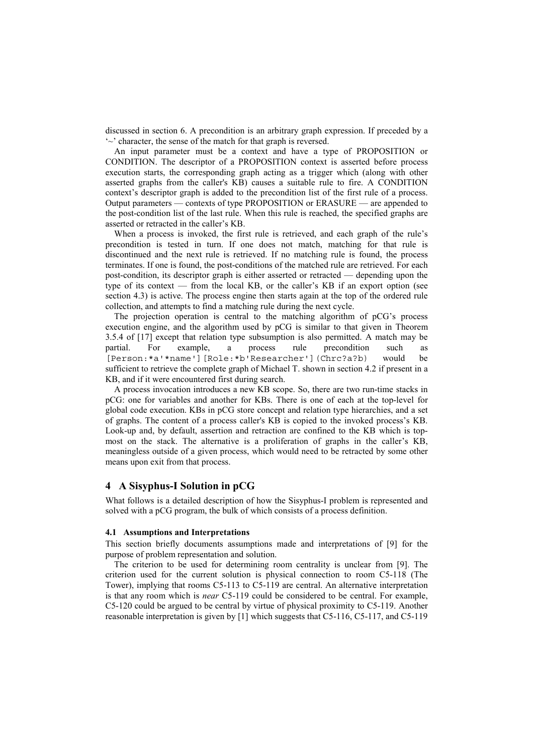discussed in section 6. A precondition is an arbitrary graph expression. If preceded by a '~' character, the sense of the match for that graph is reversed.

An input parameter must be a context and have a type of PROPOSITION or CONDITION. The descriptor of a PROPOSITION context is asserted before process execution starts, the corresponding graph acting as a trigger which (along with other asserted graphs from the caller's KB) causes a suitable rule to fire. A CONDITION context's descriptor graph is added to the precondition list of the first rule of a process. Output parameters — contexts of type PROPOSITION or ERASURE — are appended to the post-condition list of the last rule. When this rule is reached, the specified graphs are asserted or retracted in the caller's KB.

When a process is invoked, the first rule is retrieved, and each graph of the rule's precondition is tested in turn. If one does not match, matching for that rule is discontinued and the next rule is retrieved. If no matching rule is found, the process terminates. If one is found, the post-conditions of the matched rule are retrieved. For each post-condition, its descriptor graph is either asserted or retracted — depending upon the type of its context — from the local KB, or the caller's KB if an export option (see section 4.3) is active. The process engine then starts again at the top of the ordered rule collection, and attempts to find a matching rule during the next cycle.

The projection operation is central to the matching algorithm of pCG's process execution engine, and the algorithm used by pCG is similar to that given in Theorem 3.5.4 of [17] except that relation type subsumption is also permitted. A match may be partial. For example, a process rule precondition such as `[Person:*a'*name'][Role:*b'Researcher'](Chrc?a?b)` would be sufficient to retrieve the complete graph of Michael T. shown in section 4.2 if present in a KB, and if it were encountered first during search.

A process invocation introduces a new KB scope. So, there are two run-time stacks in pCG: one for variables and another for KBs. There is one of each at the top-level for global code execution. KBs in pCG store concept and relation type hierarchies, and a set of graphs. The content of a process caller's KB is copied to the invoked process's KB. Look-up and, by default, assertion and retraction are confined to the KB which is top-most on the stack. The alternative is a proliferation of graphs in the caller's KB, meaningless outside of a given process, which would need to be retracted by some other means upon exit from that process.

## 4 A Sisyphus-I Solution in pCG

What follows is a detailed description of how the Sisyphus-I problem is represented and solved with a pCG program, the bulk of which consists of a process definition.

### 4.1 Assumptions and Interpretations

This section briefly documents assumptions made and interpretations of [9] for the purpose of problem representation and solution.

The criterion to be used for determining room centrality is unclear from [9]. The criterion used for the current solution is physical connection to room C5-118 (The Tower), implying that rooms C5-113 to C5-119 are central. An alternative interpretation is that any room which is *near* C5-119 could be considered to be central. For example, C5-120 could be argued to be central by virtue of physical proximity to C5-119. Another reasonable interpretation is given by [1] which suggests that C5-116, C5-117, and C5-119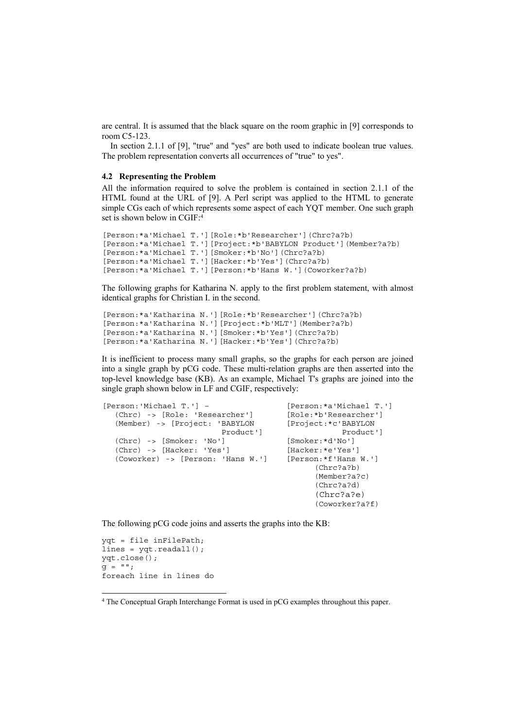are central. It is assumed that the black square on the room graphic in [9] corresponds to room C5-123.

In section 2.1.1 of [9], "true" and "yes" are both used to indicate boolean true values. The problem representation converts all occurrences of "true" to yes".

### 4.2 Representing the Problem

All the information required to solve the problem is contained in section 2.1.1 of the HTML found at the URL of [9]. A Perl script was applied to the HTML to generate simple CGs each of which represents some aspect of each YQT member. One such graph set is shown below in CGIF:[4]

```
[Person:*a'Michael T.'][Role:*b'Researcher'](Chrc?a?b)
[Person:*a'Michael T.'][Project:*b'BABYLON Product'](Member?a?b)
[Person:*a'Michael T.'][Smoker:*b'No'](Chrc?a?b)
[Person:*a'Michael T.'][Hacker:*b'Yes'](Chrc?a?b)
[Person:*a'Michael T.'][Person:*b'Hans W.'](Coworker?a?b)
```

The following graphs for Katharina N. apply to the first problem statement, with almost identical graphs for Christian I. in the second.

```
[Person:*a'Katharina N.'][Role:*b'Researcher'](Chrc?a?b)
[Person:*a'Katharina N.'][Project:*b'MLT'](Member?a?b)
[Person:*a'Katharina N.'][Smoker:*b'Yes'](Chrc?a?b)
[Person:*a'Katharina N.'][Hacker:*b'Yes'](Chrc?a?b)
```

It is inefficient to process many small graphs, so the graphs for each person are joined into a single graph by pCG code. These multi-relation graphs are then asserted into the top-level knowledge base (KB). As an example, Michael T's graphs are joined into the single graph shown below in LF and CGIF, respectively:

```
[Person:'Michael T.'] -                 [Person:*a'Michael T.']
   (Chrc) -> [Role: 'Researcher']       [Role:*b'Researcher']
   (Member) -> [Project: 'BABYLON       [Project:*c'BABYLON
                          Product']                Product']
   (Chrc) -> [Smoker: 'No']             [Smoker:*d'No']
   (Chrc) -> [Hacker: 'Yes']            [Hacker:*e'Yes']
   (Coworker) -> [Person: 'Hans W.']    [Person:*f'Hans W.']
                                               (Chrc?a?b)
                                               (Member?a?c)
                                               (Chrc?a?d)
                                               (Chrc?a?e)
                                               (Coworker?a?f)
```

The following pCG code joins and asserts the graphs into the KB:

```
yqt = file inFilePath;
lines = yqt.readall();
yqt.close();
g = "";
foreach line in lines do
```

[4] The Conceptual Graph Interchange Format is used in pCG examples throughout this paper.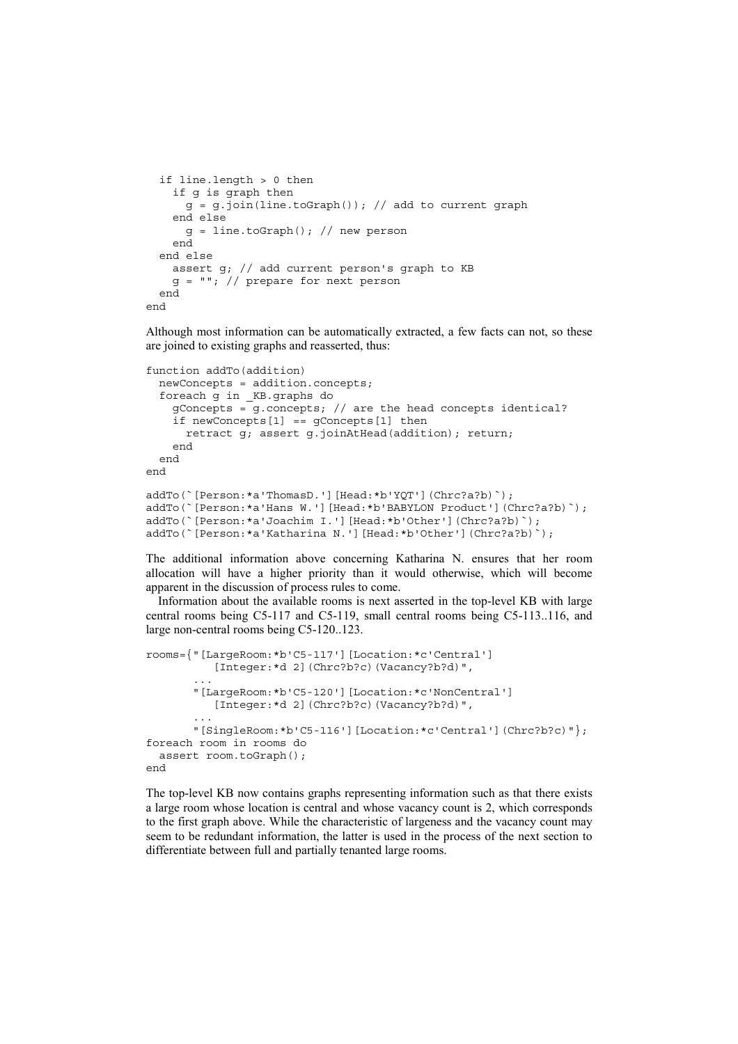```
  if line.length > 0 then
    if g is graph then
      g = g.join(line.toGraph()); // add to current graph
    end else
      g = line.toGraph(); // new person
    end
  end else
    assert g; // add current person's graph to KB
    g = ""; // prepare for next person
  end
end
```

Although most information can be automatically extracted, a few facts can not, so these are joined to existing graphs and reasserted, thus:

```
function addTo(addition)
  newConcepts = addition.concepts;
  foreach g in _KB.graphs do
    gConcepts = g.concepts; // are the head concepts identical?
    if newConcepts[1] == gConcepts[1] then
      retract g; assert g.joinAtHead(addition); return;
    end
  end
end

addTo(`[Person:*a'ThomasD.'][Head:*b'YQT'](Chrc?a?b)`);
addTo(`[Person:*a'Hans W.'][Head:*b'BABYLON Product'](Chrc?a?b)`);
addTo(`[Person:*a'Joachim I.'][Head:*b'Other'](Chrc?a?b)`);
addTo(`[Person:*a'Katharina N.'][Head:*b'Other'](Chrc?a?b)`);
```

The additional information above concerning Katharina N. ensures that her room allocation will have a higher priority than it would otherwise, which will become apparent in the discussion of process rules to come.

Information about the available rooms is next asserted in the top-level KB with large central rooms being C5-117 and C5-119, small central rooms being C5-113..116, and large non-central rooms being C5-120..123.

```
rooms={"[LargeRoom:*b'C5-117'][Location:*c'Central']
          [Integer:*d 2](Chrc?b?c)(Vacancy?b?d)",
       ...
       "[LargeRoom:*b'C5-120'][Location:*c'NonCentral']
          [Integer:*d 2](Chrc?b?c)(Vacancy?b?d)",
       ...
       "[SingleRoom:*b'C5-116'][Location:*c'Central'](Chrc?b?c)"};
foreach room in rooms do
  assert room.toGraph();
end
```

The top-level KB now contains graphs representing information such as that there exists a large room whose location is central and whose vacancy count is 2, which corresponds to the first graph above. While the characteristic of largeness and the vacancy count may seem to be redundant information, the latter is used in the process of the next section to differentiate between full and partially tenanted large rooms.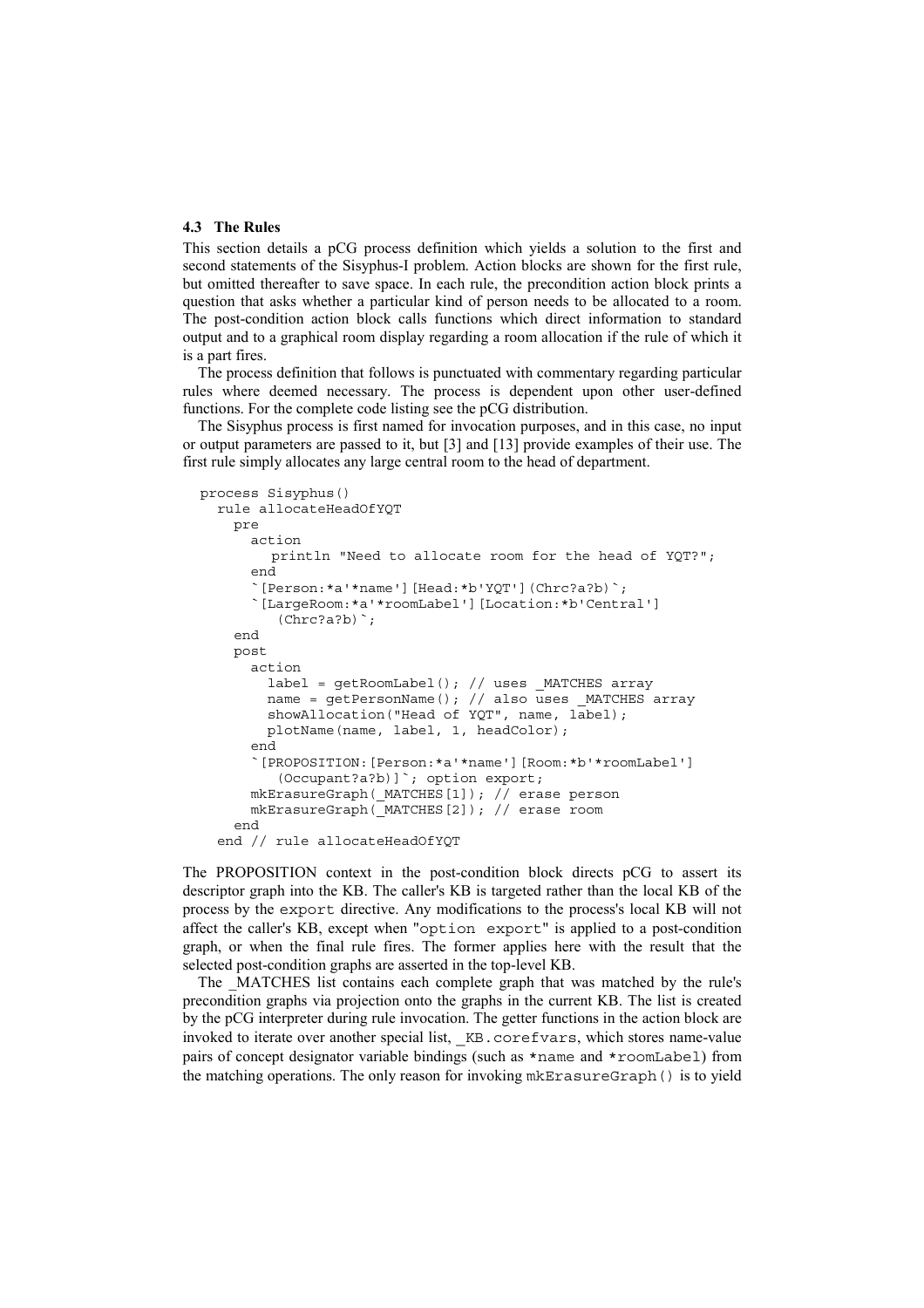### 4.3 The Rules

This section details a pCG process definition which yields a solution to the first and second statements of the Sisyphus-I problem. Action blocks are shown for the first rule, but omitted thereafter to save space. In each rule, the precondition action block prints a question that asks whether a particular kind of person needs to be allocated to a room. The post-condition action block calls functions which direct information to standard output and to a graphical room display regarding a room allocation if the rule of which it is a part fires.

The process definition that follows is punctuated with commentary regarding particular rules where deemed necessary. The process is dependent upon other user-defined functions. For the complete code listing see the pCG distribution.

The Sisyphus process is first named for invocation purposes, and in this case, no input or output parameters are passed to it, but [3] and [13] provide examples of their use. The first rule simply allocates any large central room to the head of department.

```
process Sisyphus()
  rule allocateHeadOfYQT
    pre
      action
        println "Need to allocate room for the head of YQT?";
      end
      `[Person:*a'*name'][Head:*b'YQT'](Chrc?a?b)`;
      `[LargeRoom:*a'*roomLabel'][Location:*b'Central']
         (Chrc?a?b)`;
    end
    post
      action
        label = getRoomLabel(); // uses _MATCHES array
        name = getPersonName(); // also uses _MATCHES array
        showAllocation("Head of YQT", name, label);
        plotName(name, label, 1, headColor);
      end
      `[PROPOSITION:[Person:*a'*name'][Room:*b'*roomLabel']
         (Occupant?a?b)]`; option export;
      mkErasureGraph(_MATCHES[1]); // erase person
      mkErasureGraph(_MATCHES[2]); // erase room
    end
  end // rule allocateHeadOfYQT
```

The PROPOSITION context in the post-condition block directs pCG to assert its descriptor graph into the KB. The caller's KB is targeted rather than the local KB of the process by the `export` directive. Any modifications to the process's local KB will not affect the caller's KB, except when "`option export`" is applied to a post-condition graph, or when the final rule fires. The former applies here with the result that the selected post-condition graphs are asserted in the top-level KB.

The _MATCHES list contains each complete graph that was matched by the rule's precondition graphs via projection onto the graphs in the current KB. The list is created by the pCG interpreter during rule invocation. The getter functions in the action block are invoked to iterate over another special list, `_KB.corefvars`, which stores name-value pairs of concept designator variable bindings (such as `*name` and `*roomLabel`) from the matching operations. The only reason for invoking `mkErasureGraph()` is to yield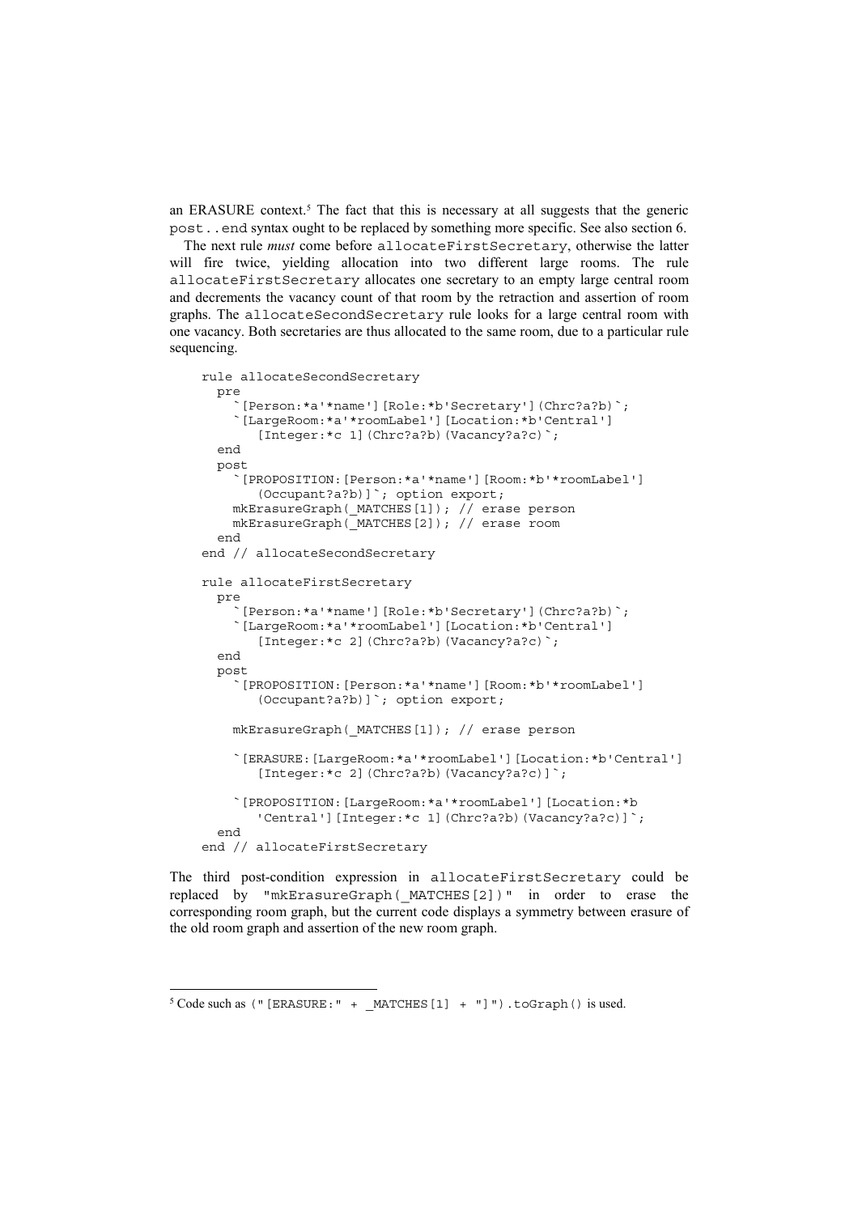an ERASURE context.[5] The fact that this is necessary at all suggests that the generic `post..end` syntax ought to be replaced by something more specific. See also section 6.

The next rule *must* come before `allocateFirstSecretary`, otherwise the latter will fire twice, yielding allocation into two different large rooms. The rule `allocateFirstSecretary` allocates one secretary to an empty large central room and decrements the vacancy count of that room by the retraction and assertion of room graphs. The `allocateSecondSecretary` rule looks for a large central room with one vacancy. Both secretaries are thus allocated to the same room, due to a particular rule sequencing.

```
rule allocateSecondSecretary
  pre
    `[Person:*a'*name'][Role:*b'Secretary'](Chrc?a?b)`;
    `[LargeRoom:*a'*roomLabel'][Location:*b'Central']
       [Integer:*c 1](Chrc?a?b)(Vacancy?a?c)`;
  end
  post
    `[PROPOSITION:[Person:*a'*name'][Room:*b'*roomLabel']
       (Occupant?a?b)]`; option export;
    mkErasureGraph(_MATCHES[1]); // erase person
    mkErasureGraph(_MATCHES[2]); // erase room
  end
end // allocateSecondSecretary

rule allocateFirstSecretary
  pre
    `[Person:*a'*name'][Role:*b'Secretary'](Chrc?a?b)`;
    `[LargeRoom:*a'*roomLabel'][Location:*b'Central']
       [Integer:*c 2](Chrc?a?b)(Vacancy?a?c)`;
  end
  post
    `[PROPOSITION:[Person:*a'*name'][Room:*b'*roomLabel']
       (Occupant?a?b)]`; option export;

    mkErasureGraph(_MATCHES[1]); // erase person

    `[ERASURE:[LargeRoom:*a'*roomLabel'][Location:*b'Central']
       [Integer:*c 2](Chrc?a?b)(Vacancy?a?c)]`;

    `[PROPOSITION:[LargeRoom:*a'*roomLabel'][Location:*b
       'Central'][Integer:*c 1](Chrc?a?b)(Vacancy?a?c)]`;
  end
end // allocateFirstSecretary
```

The third post-condition expression in `allocateFirstSecretary` could be replaced by `"mkErasureGraph(_MATCHES[2])"` in order to erase the corresponding room graph, but the current code displays a symmetry between erasure of the old room graph and assertion of the new room graph.

---

[5] Code such as `("[ERASURE:" + _MATCHES[1] + "]").toGraph()` is used.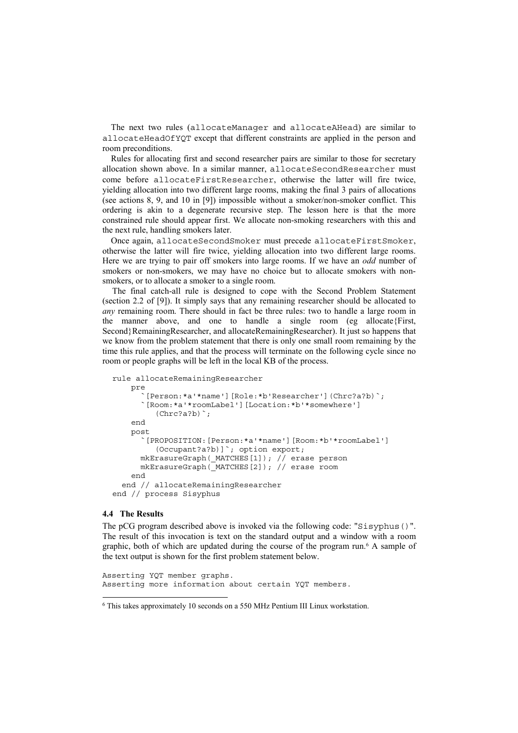The next two rules (allocateManager and allocateAHead) are similar to allocateHeadOfYQT except that different constraints are applied in the person and room preconditions.

Rules for allocating first and second researcher pairs are similar to those for secretary allocation shown above. In a similar manner, allocateSecondResearcher must come before allocateFirstResearcher, otherwise the latter will fire twice, yielding allocation into two different large rooms, making the final 3 pairs of allocations (see actions 8, 9, and 10 in [9]) impossible without a smoker/non-smoker conflict. This ordering is akin to a degenerate recursive step. The lesson here is that the more constrained rule should appear first. We allocate non-smoking researchers with this and the next rule, handling smokers later.

Once again, allocateSecondSmoker must precede allocateFirstSmoker, otherwise the latter will fire twice, yielding allocation into two different large rooms. Here we are trying to pair off smokers into large rooms. If we have an *odd* number of smokers or non-smokers, we may have no choice but to allocate smokers with non-smokers, or to allocate a smoker to a single room.

The final catch-all rule is designed to cope with the Second Problem Statement (section 2.2 of [9]). It simply says that any remaining researcher should be allocated to *any* remaining room. There should in fact be three rules: two to handle a large room in the manner above, and one to handle a single room (eg allocate{First, Second}RemainingResearcher, and allocateRemainingResearcher). It just so happens that we know from the problem statement that there is only one small room remaining by the time this rule applies, and that the process will terminate on the following cycle since no room or people graphs will be left in the local KB of the process.

```
rule allocateRemainingResearcher
    pre
      `[Person:*a'*name'][Role:*b'Researcher'](Chrc?a?b)`;
      `[Room:*a'*roomLabel'][Location:*b'*somewhere']
         (Chrc?a?b)`;
    end
    post
      `[PROPOSITION:[Person:*a'*name'][Room:*b'*roomLabel']
         (Occupant?a?b)]`; option export;
      mkErasureGraph(_MATCHES[1]); // erase person
      mkErasureGraph(_MATCHES[2]); // erase room
    end
  end // allocateRemainingResearcher
end // process Sisyphus
```

### 4.4 The Results

The pCG program described above is invoked via the following code: "Sisyphus()". The result of this invocation is text on the standard output and a window with a room graphic, both of which are updated during the course of the program run.[6] A sample of the text output is shown for the first problem statement below.

```
Asserting YQT member graphs.
Asserting more information about certain YQT members.
```

[6] This takes approximately 10 seconds on a 550 MHz Pentium III Linux workstation.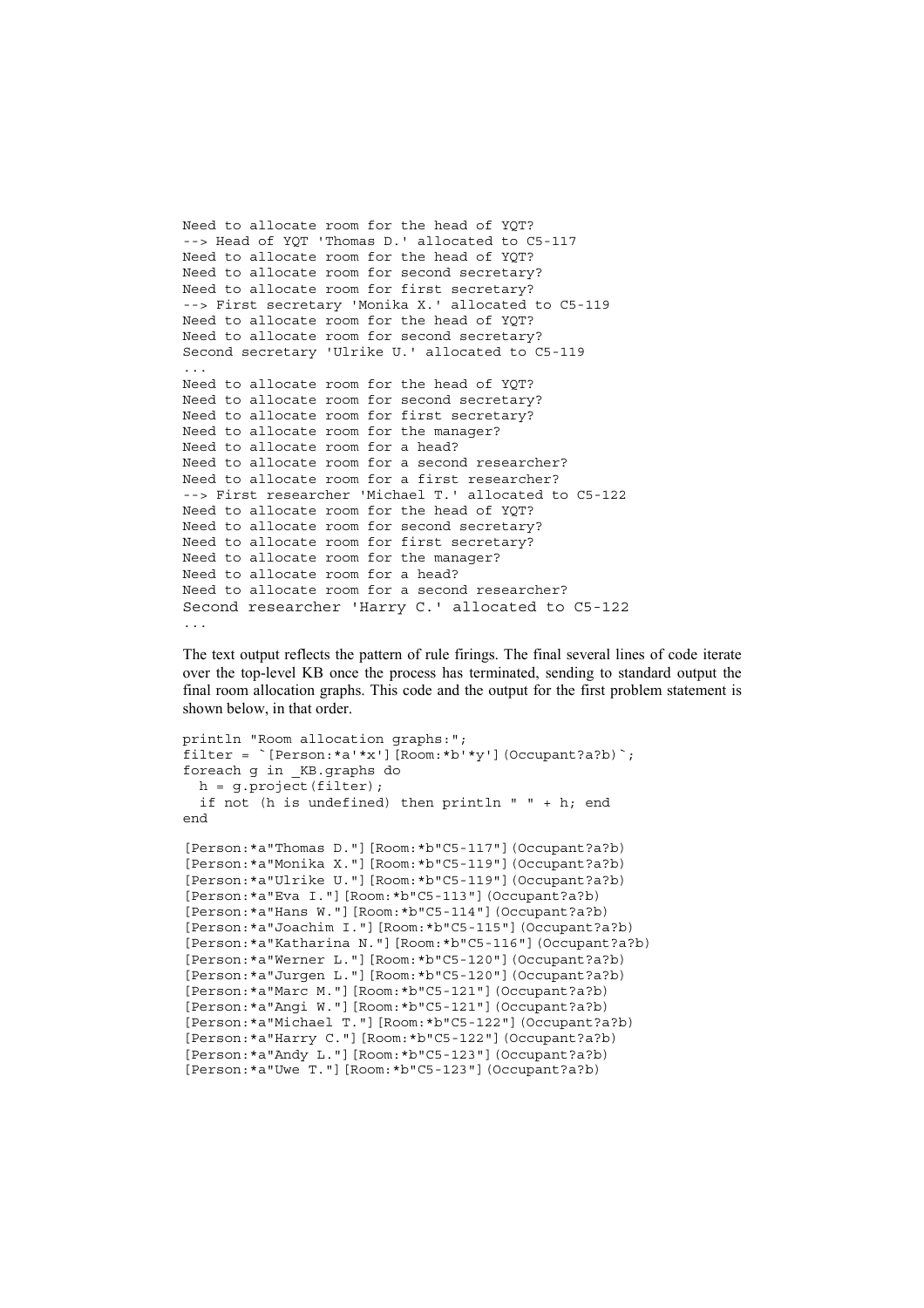```
Need to allocate room for the head of YQT?
--> Head of YQT 'Thomas D.' allocated to C5-117
Need to allocate room for the head of YQT?
Need to allocate room for second secretary?
Need to allocate room for first secretary?
--> First secretary 'Monika X.' allocated to C5-119
Need to allocate room for the head of YQT?
Need to allocate room for second secretary?
Second secretary 'Ulrike U.' allocated to C5-119
...
Need to allocate room for the head of YQT?
Need to allocate room for second secretary?
Need to allocate room for first secretary?
Need to allocate room for the manager?
Need to allocate room for a head?
Need to allocate room for a second researcher?
Need to allocate room for a first researcher?
--> First researcher 'Michael T.' allocated to C5-122
Need to allocate room for the head of YQT?
Need to allocate room for second secretary?
Need to allocate room for first secretary?
Need to allocate room for the manager?
Need to allocate room for a head?
Need to allocate room for a second researcher?
Second researcher 'Harry C.' allocated to C5-122
...
```

The text output reflects the pattern of rule firings. The final several lines of code iterate over the top-level KB once the process has terminated, sending to standard output the final room allocation graphs. This code and the output for the first problem statement is shown below, in that order.

```
println "Room allocation graphs:";
filter = `[Person:*a'*x'][Room:*b'*y'](Occupant?a?b)`;
foreach g in _KB.graphs do
  h = g.project(filter);
  if not (h is undefined) then println " " + h; end
end
```

```
[Person:*a"Thomas D."][Room:*b"C5-117"](Occupant?a?b)
[Person:*a"Monika X."][Room:*b"C5-119"](Occupant?a?b)
[Person:*a"Ulrike U."][Room:*b"C5-119"](Occupant?a?b)
[Person:*a"Eva I."][Room:*b"C5-113"](Occupant?a?b)
[Person:*a"Hans W."][Room:*b"C5-114"](Occupant?a?b)
[Person:*a"Joachim I."][Room:*b"C5-115"](Occupant?a?b)
[Person:*a"Katharina N."][Room:*b"C5-116"](Occupant?a?b)
[Person:*a"Werner L."][Room:*b"C5-120"](Occupant?a?b)
[Person:*a"Jurgen L."][Room:*b"C5-120"](Occupant?a?b)
[Person:*a"Marc M."][Room:*b"C5-121"](Occupant?a?b)
[Person:*a"Angi W."][Room:*b"C5-121"](Occupant?a?b)
[Person:*a"Michael T."][Room:*b"C5-122"](Occupant?a?b)
[Person:*a"Harry C."][Room:*b"C5-122"](Occupant?a?b)
[Person:*a"Andy L."][Room:*b"C5-123"](Occupant?a?b)
[Person:*a"Uwe T."][Room:*b"C5-123"](Occupant?a?b)
```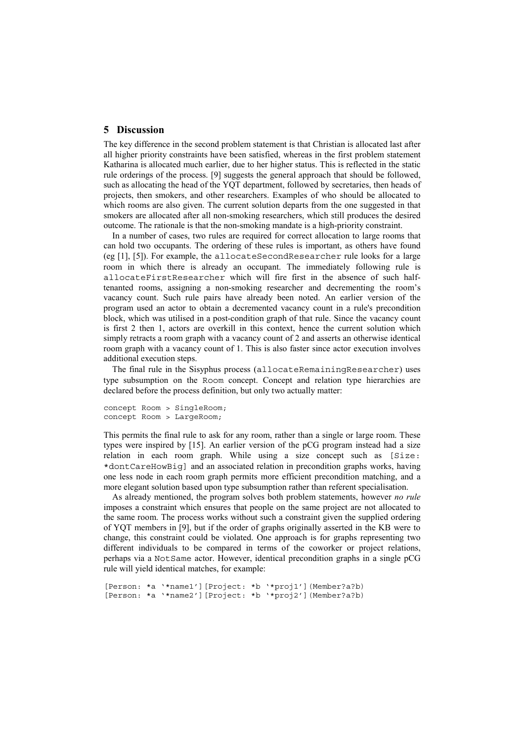## 5 Discussion

The key difference in the second problem statement is that Christian is allocated last after all higher priority constraints have been satisfied, whereas in the first problem statement Katharina is allocated much earlier, due to her higher status. This is reflected in the static rule orderings of the process. [9] suggests the general approach that should be followed, such as allocating the head of the YQT department, followed by secretaries, then heads of projects, then smokers, and other researchers. Examples of who should be allocated to which rooms are also given. The current solution departs from the one suggested in that smokers are allocated after all non-smoking researchers, which still produces the desired outcome. The rationale is that the non-smoking mandate is a high-priority constraint.

In a number of cases, two rules are required for correct allocation to large rooms that can hold two occupants. The ordering of these rules is important, as others have found (eg [1], [5]). For example, the `allocateSecondResearcher` rule looks for a large room in which there is already an occupant. The immediately following rule is `allocateFirstResearcher` which will fire first in the absence of such half-tenanted rooms, assigning a non-smoking researcher and decrementing the room's vacancy count. Such rule pairs have already been noted. An earlier version of the program used an actor to obtain a decremented vacancy count in a rule's precondition block, which was utilised in a post-condition graph of that rule. Since the vacancy count is first 2 then 1, actors are overkill in this context, hence the current solution which simply retracts a room graph with a vacancy count of 2 and asserts an otherwise identical room graph with a vacancy count of 1. This is also faster since actor execution involves additional execution steps.

The final rule in the Sisyphus process (`allocateRemainingResearcher`) uses type subsumption on the `Room` concept. Concept and relation type hierarchies are declared before the process definition, but only two actually matter:

```
concept Room > SingleRoom;
concept Room > LargeRoom;
```

This permits the final rule to ask for any room, rather than a single or large room. These types were inspired by [15]. An earlier version of the pCG program instead had a size relation in each room graph. While using a size concept such as `[Size: *dontCareHowBig]` and an associated relation in precondition graphs works, having one less node in each room graph permits more efficient precondition matching, and a more elegant solution based upon type subsumption rather than referent specialisation.

As already mentioned, the program solves both problem statements, however *no rule* imposes a constraint which ensures that people on the same project are not allocated to the same room. The process works without such a constraint given the supplied ordering of YQT members in [9], but if the order of graphs originally asserted in the KB were to change, this constraint could be violated. One approach is for graphs representing two different individuals to be compared in terms of the coworker or project relations, perhaps via a `NotSame` actor. However, identical precondition graphs in a single pCG rule will yield identical matches, for example:

```
[Person: *a '*name1'][Project: *b '*proj1'](Member?a?b)
[Person: *a '*name2'][Project: *b '*proj2'](Member?a?b)
```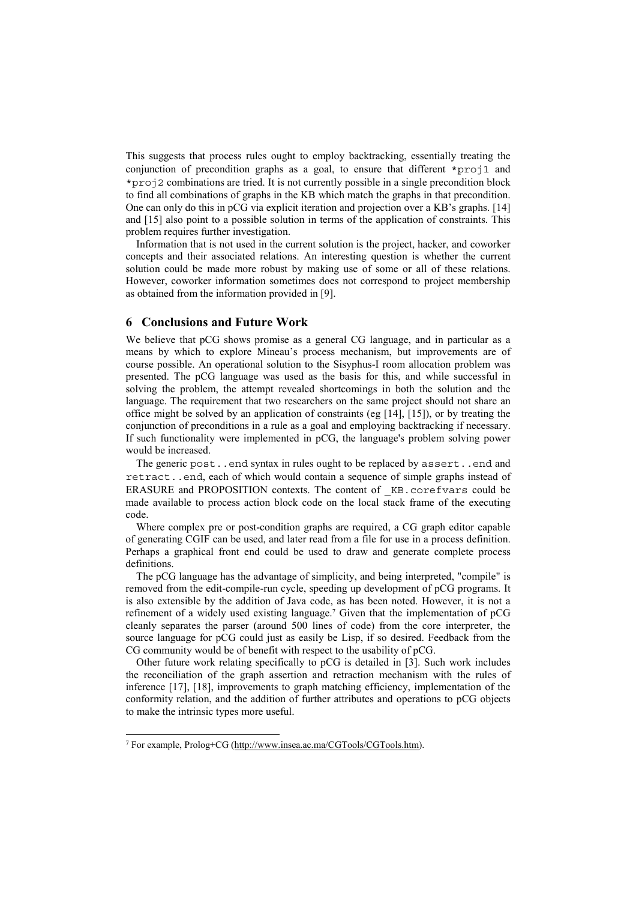This suggests that process rules ought to employ backtracking, essentially treating the conjunction of precondition graphs as a goal, to ensure that different `*proj1` and `*proj2` combinations are tried. It is not currently possible in a single precondition block to find all combinations of graphs in the KB which match the graphs in that precondition. One can only do this in pCG via explicit iteration and projection over a KB's graphs. [14] and [15] also point to a possible solution in terms of the application of constraints. This problem requires further investigation.

Information that is not used in the current solution is the project, hacker, and coworker concepts and their associated relations. An interesting question is whether the current solution could be made more robust by making use of some or all of these relations. However, coworker information sometimes does not correspond to project membership as obtained from the information provided in [9].

## 6 Conclusions and Future Work

We believe that pCG shows promise as a general CG language, and in particular as a means by which to explore Mineau's process mechanism, but improvements are of course possible. An operational solution to the Sisyphus-I room allocation problem was presented. The pCG language was used as the basis for this, and while successful in solving the problem, the attempt revealed shortcomings in both the solution and the language. The requirement that two researchers on the same project should not share an office might be solved by an application of constraints (eg [14], [15]), or by treating the conjunction of preconditions in a rule as a goal and employing backtracking if necessary. If such functionality were implemented in pCG, the language's problem solving power would be increased.

The generic `post..end` syntax in rules ought to be replaced by `assert..end` and `retract..end`, each of which would contain a sequence of simple graphs instead of ERASURE and PROPOSITION contexts. The content of `_KB.corefvars` could be made available to process action block code on the local stack frame of the executing code.

Where complex pre or post-condition graphs are required, a CG graph editor capable of generating CGIF can be used, and later read from a file for use in a process definition. Perhaps a graphical front end could be used to draw and generate complete process definitions.

The pCG language has the advantage of simplicity, and being interpreted, "compile" is removed from the edit-compile-run cycle, speeding up development of pCG programs. It is also extensible by the addition of Java code, as has been noted. However, it is not a refinement of a widely used existing language.[7] Given that the implementation of pCG cleanly separates the parser (around 500 lines of code) from the core interpreter, the source language for pCG could just as easily be Lisp, if so desired. Feedback from the CG community would be of benefit with respect to the usability of pCG.

Other future work relating specifically to pCG is detailed in [3]. Such work includes the reconciliation of the graph assertion and retraction mechanism with the rules of inference [17], [18], improvements to graph matching efficiency, implementation of the conformity relation, and the addition of further attributes and operations to pCG objects to make the intrinsic types more useful.

---

[7] For example, Prolog+CG (http://www.insea.ac.ma/CGTools/CGTools.htm).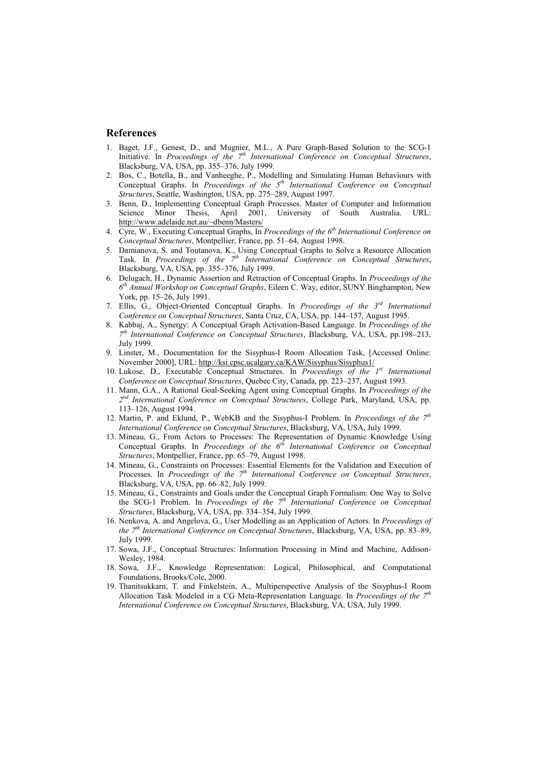## References

1. Baget, J.F., Genest, D., and Mugnier, M.L., A Pure Graph-Based Solution to the SCG-1 Initiative. In *Proceedings of the 7th International Conference on Conceptual Structures*, Blacksburg, VA, USA, pp. 355–376, July 1999.
2. Bos, C., Botella, B., and Vanheeghe, P., Modelling and Simulating Human Behaviours with Conceptual Graphs. In *Proceedings of the 5th International Conference on Conceptual Structures*, Seattle, Washington, USA, pp. 275–289, August 1997.
3. Benn, D., Implementing Conceptual Graph Processes. Master of Computer and Information Science Minor Thesis, April 2001, University of South Australia. URL: http://www.adelaide.net.au/~dbenn/Masters/
4. Cyre, W., Executing Conceptual Graphs, In *Proceedings of the 6th International Conference on Conceptual Structures*, Montpellier, France, pp. 51–64, August 1998.
5. Damianova, S. and Toutanova, K., Using Conceptual Graphs to Solve a Resource Allocation Task. In *Proceedings of the 7th International Conference on Conceptual Structures*, Blacksburg, VA, USA, pp. 355–376, July 1999.
6. Delugach, H., Dynamic Assertion and Retraction of Conceptual Graphs. In *Proceedings of the 6th Annual Workshop on Conceptual Graphs*, Eileen C. Way, editor, SUNY Binghampton, New York, pp. 15–26, July 1991.
7. Ellis, G., Object-Oriented Conceptual Graphs. In *Proceedings of the 3rd International Conference on Conceptual Structures*, Santa Cruz, CA, USA, pp. 144–157, August 1995.
8. Kabbaj, A., Synergy: A Conceptual Graph Activation-Based Language. In *Proceedings of the 7th International Conference on Conceptual Structures*, Blacksburg, VA, USA, pp.198–213, July 1999.
9. Linster, M., Documentation for the Sisyphus-I Room Allocation Task, [Accessed Online: November 2000], URL: http://ksi.cpsc.ucalgary.ca/KAW/Sisyphus/Sisyphus1/
10. Lukose, D., Executable Conceptual Structures. In *Proceedings of the 1st International Conference on Conceptual Structures*, Quebec City, Canada, pp. 223–237, August 1993.
11. Mann, G.A., A Rational Goal-Seeking Agent using Conceptual Graphs. In *Proceedings of the 2nd International Conference on Conceptual Structures*, College Park, Maryland, USA, pp. 113–126, August 1994.
12. Martin, P. and Eklund, P., WebKB and the Sisyphus-I Problem. In *Proceedings of the 7th International Conference on Conceptual Structures*, Blacksburg, VA, USA, July 1999.
13. Mineau, G., From Actors to Processes: The Representation of Dynamic Knowledge Using Conceptual Graphs. In *Proceedings of the 6th International Conference on Conceptual Structures*, Montpellier, France, pp. 65–79, August 1998.
14. Mineau, G., Constraints on Processes: Essential Elements for the Validation and Execution of Processes. In *Proceedings of the 7th International Conference on Conceptual Structures*, Blacksburg, VA, USA, pp. 66–82, July 1999.
15. Mineau, G., Constraints and Goals under the Conceptual Graph Formalism: One Way to Solve the SCG-1 Problem. In *Proceedings of the 7th International Conference on Conceptual Structures*, Blacksburg, VA, USA, pp. 334–354, July 1999.
16. Nenkova, A. and Angelova, G., User Modelling as an Application of Actors. In *Proceedings of the 7th International Conference on Conceptual Structures*, Blacksburg, VA, USA, pp. 83–89, July 1999.
17. Sowa, J.F., Conceptual Structures: Information Processing in Mind and Machine, Addison-Wesley, 1984.
18. Sowa, J.F., Knowledge Representation: Logical, Philosophical, and Computational Foundations, Brooks/Cole, 2000.
19. Thanitsukkarn, T. and Finkelstein, A., Multiperspective Analysis of the Sisyphus-I Room Allocation Task Modeled in a CG Meta-Representation Language. In *Proceedings of the 7th International Conference on Conceptual Structures*, Blacksburg, VA, USA, July 1999.